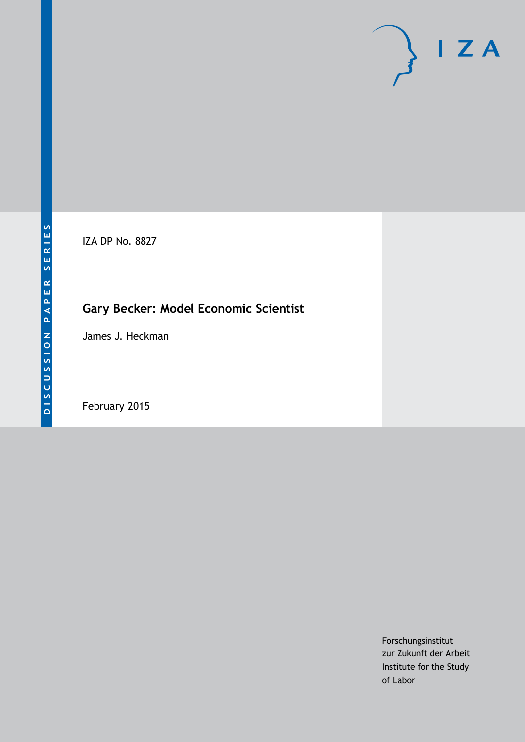DISCUSSION PAPER SERIES

IZA DP No. 8827

# Gary Becker: Model Economic Scientist

James J. Heckman

February 2015

Forschungsinstitut
zur Zukunft der Arbeit
Institute for the Study
of Labor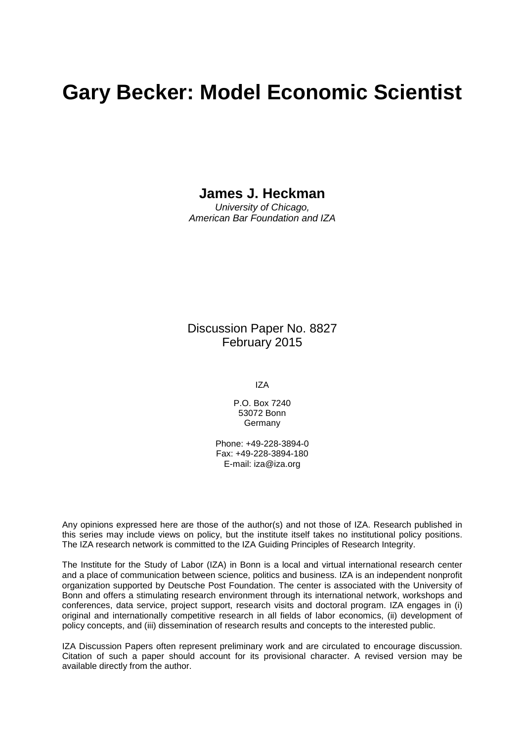# Gary Becker: Model Economic Scientist

**James J. Heckman**

*University of Chicago,*
*American Bar Foundation and IZA*

Discussion Paper No. 8827
February 2015

IZA

P.O. Box 7240
53072 Bonn
Germany

Phone: +49-228-3894-0
Fax: +49-228-3894-180
E-mail: iza@iza.org

Any opinions expressed here are those of the author(s) and not those of IZA. Research published in this series may include views on policy, but the institute itself takes no institutional policy positions. The IZA research network is committed to the IZA Guiding Principles of Research Integrity.

The Institute for the Study of Labor (IZA) in Bonn is a local and virtual international research center and a place of communication between science, politics and business. IZA is an independent nonprofit organization supported by Deutsche Post Foundation. The center is associated with the University of Bonn and offers a stimulating research environment through its international network, workshops and conferences, data service, project support, research visits and doctoral program. IZA engages in (i) original and internationally competitive research in all fields of labor economics, (ii) development of policy concepts, and (iii) dissemination of research results and concepts to the interested public.

IZA Discussion Papers often represent preliminary work and are circulated to encourage discussion. Citation of such a paper should account for its provisional character. A revised version may be available directly from the author.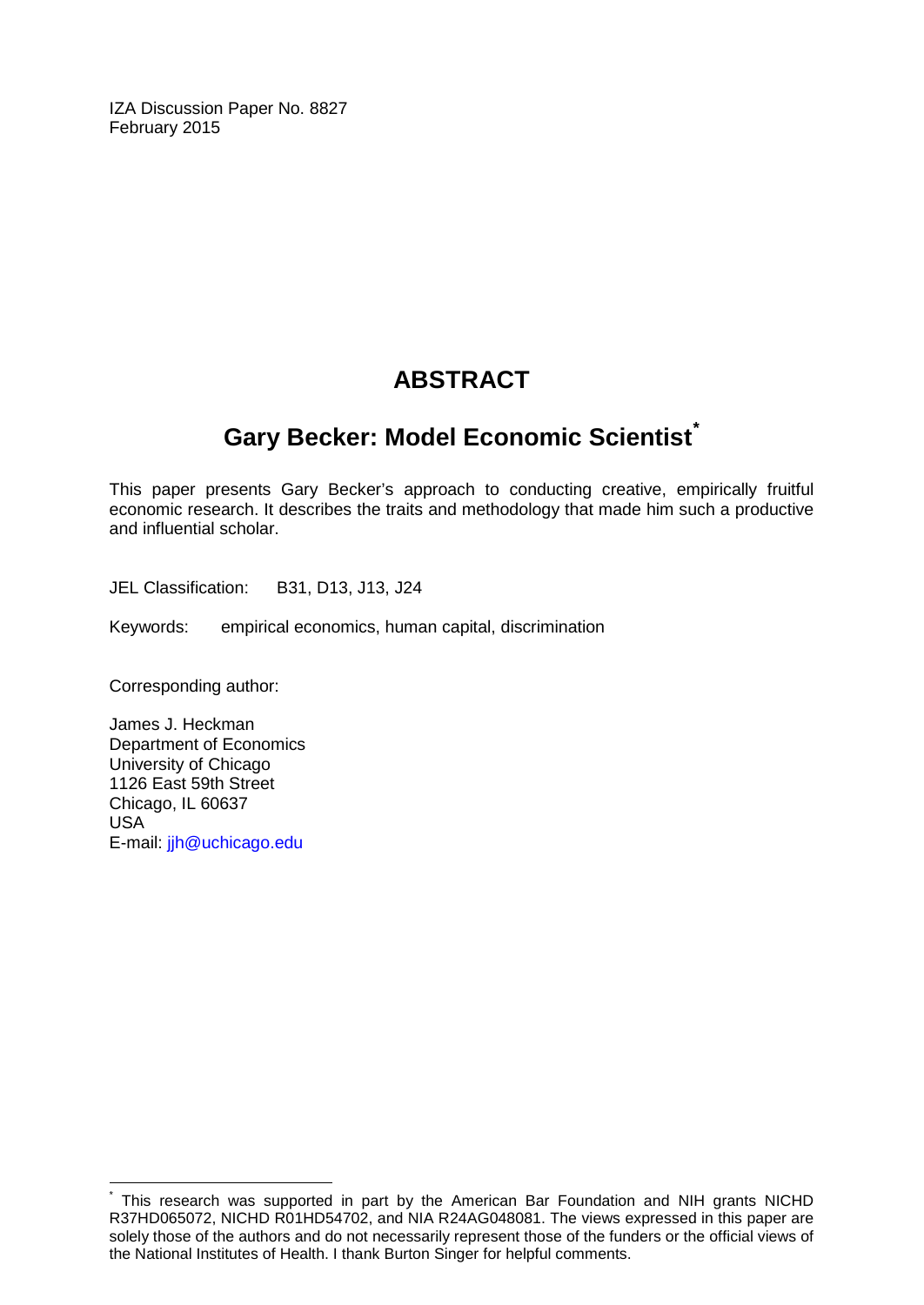IZA Discussion Paper No. 8827
February 2015

# ABSTRACT

## Gary Becker: Model Economic Scientist*

This paper presents Gary Becker's approach to conducting creative, empirically fruitful economic research. It describes the traits and methodology that made him such a productive and influential scholar.

JEL Classification: B31, D13, J13, J24

Keywords: empirical economics, human capital, discrimination

Corresponding author:

James J. Heckman
Department of Economics
University of Chicago
1126 East 59th Street
Chicago, IL 60637
USA
E-mail: jjh@uchicago.edu

---

* This research was supported in part by the American Bar Foundation and NIH grants NICHD R37HD065072, NICHD R01HD54702, and NIA R24AG048081. The views expressed in this paper are solely those of the authors and do not necessarily represent those of the funders or the official views of the National Institutes of Health. I thank Burton Singer for helpful comments.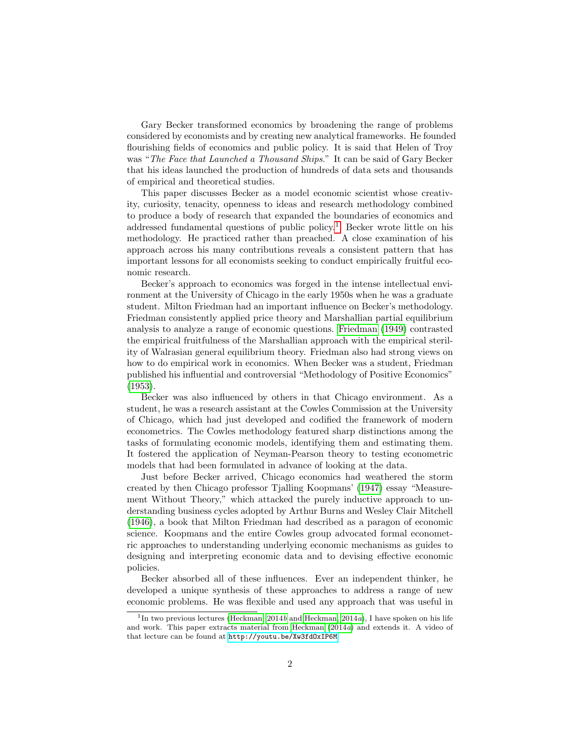Gary Becker transformed economics by broadening the range of problems considered by economists and by creating new analytical frameworks. He founded flourishing fields of economics and public policy. It is said that Helen of Troy was "*The Face that Launched a Thousand Ships*." It can be said of Gary Becker that his ideas launched the production of hundreds of data sets and thousands of empirical and theoretical studies.

This paper discusses Becker as a model economic scientist whose creativity, curiosity, tenacity, openness to ideas and research methodology combined to produce a body of research that expanded the boundaries of economics and addressed fundamental questions of public policy.[1] Becker wrote little on his methodology. He practiced rather than preached. A close examination of his approach across his many contributions reveals a consistent pattern that has important lessons for all economists seeking to conduct empirically fruitful economic research.

Becker's approach to economics was forged in the intense intellectual environment at the University of Chicago in the early 1950s when he was a graduate student. Milton Friedman had an important influence on Becker's methodology. Friedman consistently applied price theory and Marshallian partial equilibrium analysis to analyze a range of economic questions. Friedman (1949) contrasted the empirical fruitfulness of the Marshallian approach with the empirical sterility of Walrasian general equilibrium theory. Friedman also had strong views on how to do empirical work in economics. When Becker was a student, Friedman published his influential and controversial "Methodology of Positive Economics" (1953).

Becker was also influenced by others in that Chicago environment. As a student, he was a research assistant at the Cowles Commission at the University of Chicago, which had just developed and codified the framework of modern econometrics. The Cowles methodology featured sharp distinctions among the tasks of formulating economic models, identifying them and estimating them. It fostered the application of Neyman-Pearson theory to testing econometric models that had been formulated in advance of looking at the data.

Just before Becker arrived, Chicago economics had weathered the storm created by then Chicago professor Tjalling Koopmans' (1947) essay "Measurement Without Theory," which attacked the purely inductive approach to understanding business cycles adopted by Arthur Burns and Wesley Clair Mitchell (1946), a book that Milton Friedman had described as a paragon of economic science. Koopmans and the entire Cowles group advocated formal econometric approaches to understanding underlying economic mechanisms as guides to designing and interpreting economic data and to devising effective economic policies.

Becker absorbed all of these influences. Ever an independent thinker, he developed a unique synthesis of these approaches to address a range of new economic problems. He was flexible and used any approach that was useful in

[1] In two previous lectures (Heckman, 2014*b* and Heckman, 2014*a*), I have spoken on his life and work. This paper extracts material from Heckman (2014*a*) and extends it. A video of that lecture can be found at http://youtu.be/Xw3fdOxIP6M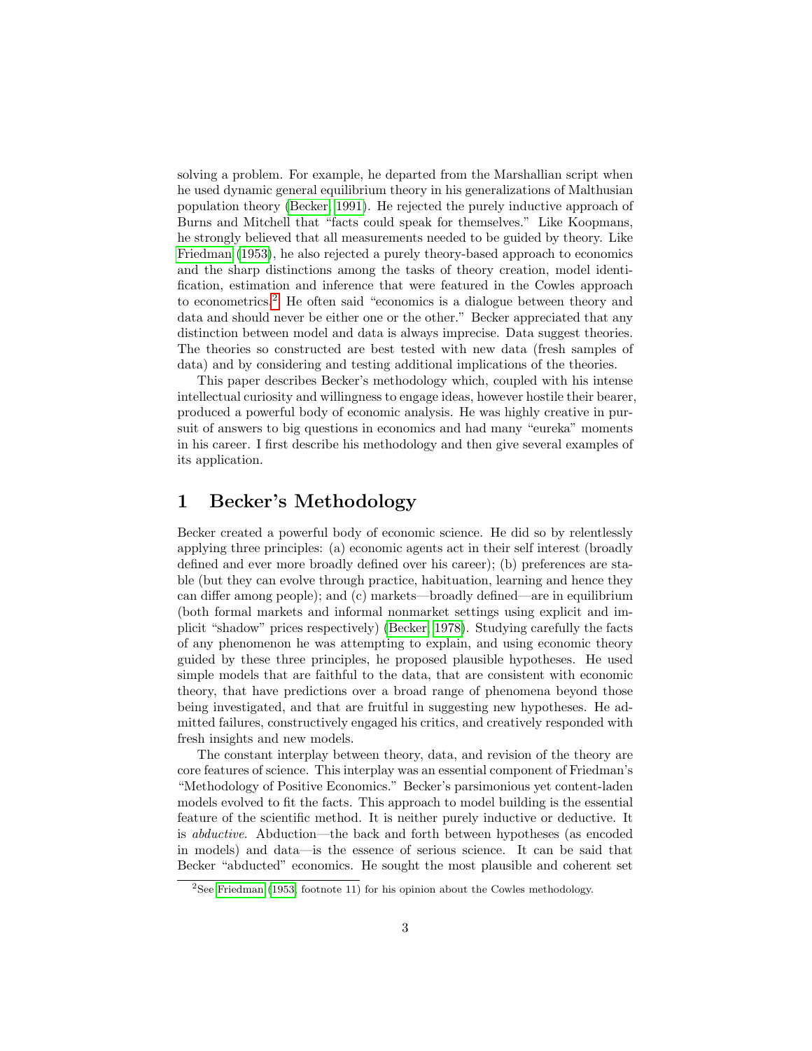solving a problem. For example, he departed from the Marshallian script when he used dynamic general equilibrium theory in his generalizations of Malthusian population theory (Becker, 1991). He rejected the purely inductive approach of Burns and Mitchell that "facts could speak for themselves." Like Koopmans, he strongly believed that all measurements needed to be guided by theory. Like Friedman (1953), he also rejected a purely theory-based approach to economics and the sharp distinctions among the tasks of theory creation, model identification, estimation and inference that were featured in the Cowles approach to econometrics.[2] He often said "economics is a dialogue between theory and data and should never be either one or the other." Becker appreciated that any distinction between model and data is always imprecise. Data suggest theories. The theories so constructed are best tested with new data (fresh samples of data) and by considering and testing additional implications of the theories.

This paper describes Becker's methodology which, coupled with his intense intellectual curiosity and willingness to engage ideas, however hostile their bearer, produced a powerful body of economic analysis. He was highly creative in pursuit of answers to big questions in economics and had many "eureka" moments in his career. I first describe his methodology and then give several examples of its application.

# 1 Becker's Methodology

Becker created a powerful body of economic science. He did so by relentlessly applying three principles: (a) economic agents act in their self interest (broadly defined and ever more broadly defined over his career); (b) preferences are stable (but they can evolve through practice, habituation, learning and hence they can differ among people); and (c) markets—broadly defined—are in equilibrium (both formal markets and informal nonmarket settings using explicit and implicit "shadow" prices respectively) (Becker, 1978). Studying carefully the facts of any phenomenon he was attempting to explain, and using economic theory guided by these three principles, he proposed plausible hypotheses. He used simple models that are faithful to the data, that are consistent with economic theory, that have predictions over a broad range of phenomena beyond those being investigated, and that are fruitful in suggesting new hypotheses. He admitted failures, constructively engaged his critics, and creatively responded with fresh insights and new models.

The constant interplay between theory, data, and revision of the theory are core features of science. This interplay was an essential component of Friedman's "Methodology of Positive Economics." Becker's parsimonious yet content-laden models evolved to fit the facts. This approach to model building is the essential feature of the scientific method. It is neither purely inductive or deductive. It is *abductive*. Abduction—the back and forth between hypotheses (as encoded in models) and data—is the essence of serious science. It can be said that Becker "abducted" economics. He sought the most plausible and coherent set

[2] See Friedman (1953, footnote 11) for his opinion about the Cowles methodology.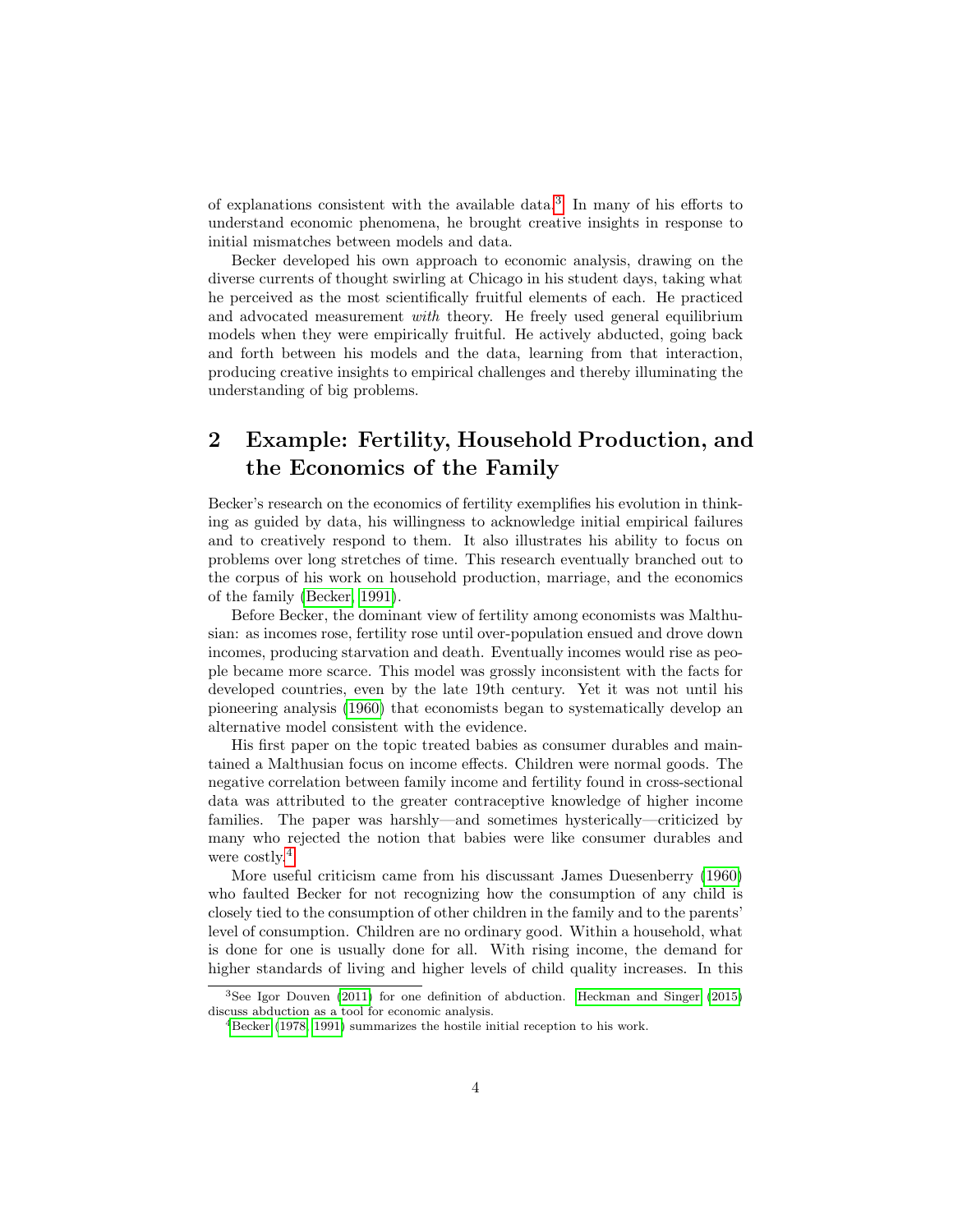of explanations consistent with the available data.[3] In many of his efforts to understand economic phenomena, he brought creative insights in response to initial mismatches between models and data.

Becker developed his own approach to economic analysis, drawing on the diverse currents of thought swirling at Chicago in his student days, taking what he perceived as the most scientifically fruitful elements of each. He practiced and advocated measurement *with* theory. He freely used general equilibrium models when they were empirically fruitful. He actively abducted, going back and forth between his models and the data, learning from that interaction, producing creative insights to empirical challenges and thereby illuminating the understanding of big problems.

## 2 Example: Fertility, Household Production, and the Economics of the Family

Becker's research on the economics of fertility exemplifies his evolution in thinking as guided by data, his willingness to acknowledge initial empirical failures and to creatively respond to them. It also illustrates his ability to focus on problems over long stretches of time. This research eventually branched out to the corpus of his work on household production, marriage, and the economics of the family (Becker, 1991).

Before Becker, the dominant view of fertility among economists was Malthusian: as incomes rose, fertility rose until over-population ensued and drove down incomes, producing starvation and death. Eventually incomes would rise as people became more scarce. This model was grossly inconsistent with the facts for developed countries, even by the late 19th century. Yet it was not until his pioneering analysis (1960) that economists began to systematically develop an alternative model consistent with the evidence.

His first paper on the topic treated babies as consumer durables and maintained a Malthusian focus on income effects. Children were normal goods. The negative correlation between family income and fertility found in cross-sectional data was attributed to the greater contraceptive knowledge of higher income families. The paper was harshly—and sometimes hysterically—criticized by many who rejected the notion that babies were like consumer durables and were costly.[4]

More useful criticism came from his discussant James Duesenberry (1960) who faulted Becker for not recognizing how the consumption of any child is closely tied to the consumption of other children in the family and to the parents' level of consumption. Children are no ordinary good. Within a household, what is done for one is usually done for all. With rising income, the demand for higher standards of living and higher levels of child quality increases. In this

[3] See Igor Douven (2011) for one definition of abduction. Heckman and Singer (2015) discuss abduction as a tool for economic analysis.

[4] Becker (1978, 1991) summarizes the hostile initial reception to his work.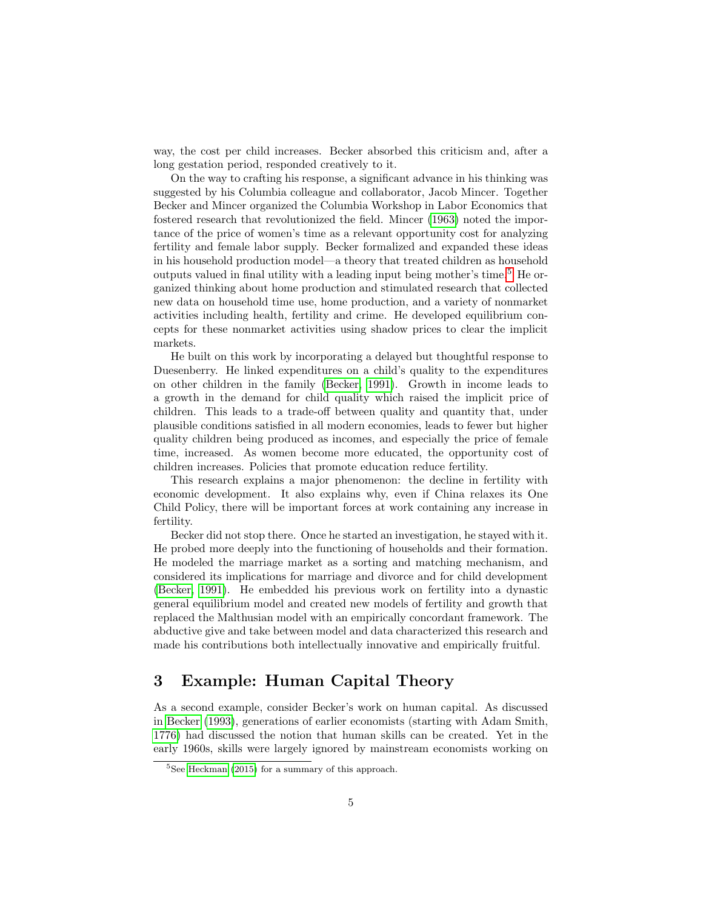way, the cost per child increases. Becker absorbed this criticism and, after a long gestation period, responded creatively to it.

On the way to crafting his response, a significant advance in his thinking was suggested by his Columbia colleague and collaborator, Jacob Mincer. Together Becker and Mincer organized the Columbia Workshop in Labor Economics that fostered research that revolutionized the field. Mincer (1963) noted the importance of the price of women's time as a relevant opportunity cost for analyzing fertility and female labor supply. Becker formalized and expanded these ideas in his household production model—a theory that treated children as household outputs valued in final utility with a leading input being mother's time.[5] He organized thinking about home production and stimulated research that collected new data on household time use, home production, and a variety of nonmarket activities including health, fertility and crime. He developed equilibrium concepts for these nonmarket activities using shadow prices to clear the implicit markets.

He built on this work by incorporating a delayed but thoughtful response to Duesenberry. He linked expenditures on a child's quality to the expenditures on other children in the family (Becker, 1991). Growth in income leads to a growth in the demand for child quality which raised the implicit price of children. This leads to a trade-off between quality and quantity that, under plausible conditions satisfied in all modern economies, leads to fewer but higher quality children being produced as incomes, and especially the price of female time, increased. As women become more educated, the opportunity cost of children increases. Policies that promote education reduce fertility.

This research explains a major phenomenon: the decline in fertility with economic development. It also explains why, even if China relaxes its One Child Policy, there will be important forces at work containing any increase in fertility.

Becker did not stop there. Once he started an investigation, he stayed with it. He probed more deeply into the functioning of households and their formation. He modeled the marriage market as a sorting and matching mechanism, and considered its implications for marriage and divorce and for child development (Becker, 1991). He embedded his previous work on fertility into a dynastic general equilibrium model and created new models of fertility and growth that replaced the Malthusian model with an empirically concordant framework. The abductive give and take between model and data characterized this research and made his contributions both intellectually innovative and empirically fruitful.

## 3 Example: Human Capital Theory

As a second example, consider Becker's work on human capital. As discussed in Becker (1993), generations of earlier economists (starting with Adam Smith, 1776) had discussed the notion that human skills can be created. Yet in the early 1960s, skills were largely ignored by mainstream economists working on

[5] See Heckman (2015) for a summary of this approach.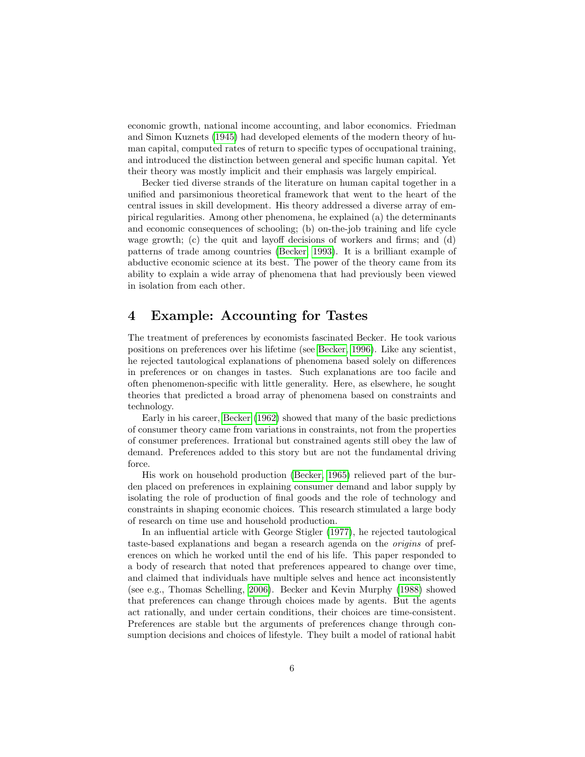economic growth, national income accounting, and labor economics. Friedman and Simon Kuznets (1945) had developed elements of the modern theory of human capital, computed rates of return to specific types of occupational training, and introduced the distinction between general and specific human capital. Yet their theory was mostly implicit and their emphasis was largely empirical.

Becker tied diverse strands of the literature on human capital together in a unified and parsimonious theoretical framework that went to the heart of the central issues in skill development. His theory addressed a diverse array of empirical regularities. Among other phenomena, he explained (a) the determinants and economic consequences of schooling; (b) on-the-job training and life cycle wage growth; (c) the quit and layoff decisions of workers and firms; and (d) patterns of trade among countries (Becker, 1993). It is a brilliant example of abductive economic science at its best. The power of the theory came from its ability to explain a wide array of phenomena that had previously been viewed in isolation from each other.

## 4 Example: Accounting for Tastes

The treatment of preferences by economists fascinated Becker. He took various positions on preferences over his lifetime (see Becker, 1996). Like any scientist, he rejected tautological explanations of phenomena based solely on differences in preferences or on changes in tastes. Such explanations are too facile and often phenomenon-specific with little generality. Here, as elsewhere, he sought theories that predicted a broad array of phenomena based on constraints and technology.

Early in his career, Becker (1962) showed that many of the basic predictions of consumer theory came from variations in constraints, not from the properties of consumer preferences. Irrational but constrained agents still obey the law of demand. Preferences added to this story but are not the fundamental driving force.

His work on household production (Becker, 1965) relieved part of the burden placed on preferences in explaining consumer demand and labor supply by isolating the role of production of final goods and the role of technology and constraints in shaping economic choices. This research stimulated a large body of research on time use and household production.

In an influential article with George Stigler (1977), he rejected tautological taste-based explanations and began a research agenda on the *origins* of preferences on which he worked until the end of his life. This paper responded to a body of research that noted that preferences appeared to change over time, and claimed that individuals have multiple selves and hence act inconsistently (see e.g., Thomas Schelling, 2006). Becker and Kevin Murphy (1988) showed that preferences can change through choices made by agents. But the agents act rationally, and under certain conditions, their choices are time-consistent. Preferences are stable but the arguments of preferences change through consumption decisions and choices of lifestyle. They built a model of rational habit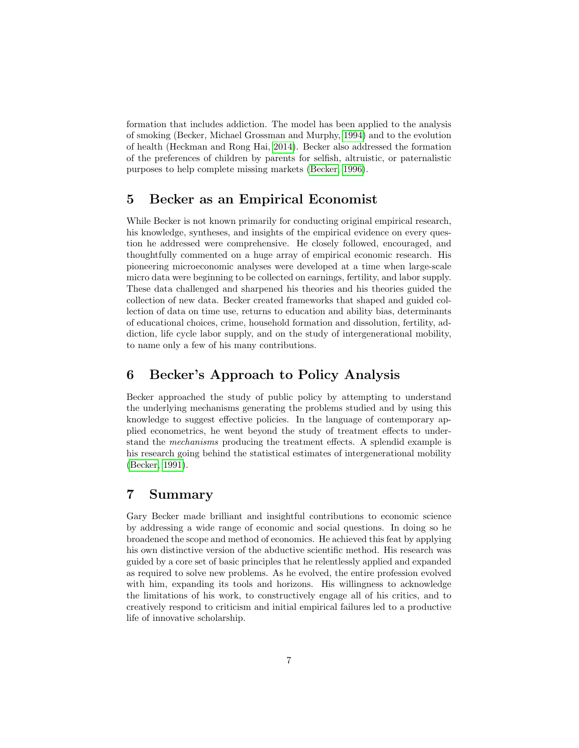formation that includes addiction. The model has been applied to the analysis of smoking (Becker, Michael Grossman and Murphy, 1994) and to the evolution of health (Heckman and Rong Hai, 2014). Becker also addressed the formation of the preferences of children by parents for selfish, altruistic, or paternalistic purposes to help complete missing markets (Becker, 1996).

## 5 Becker as an Empirical Economist

While Becker is not known primarily for conducting original empirical research, his knowledge, syntheses, and insights of the empirical evidence on every question he addressed were comprehensive. He closely followed, encouraged, and thoughtfully commented on a huge array of empirical economic research. His pioneering microeconomic analyses were developed at a time when large-scale micro data were beginning to be collected on earnings, fertility, and labor supply. These data challenged and sharpened his theories and his theories guided the collection of new data. Becker created frameworks that shaped and guided collection of data on time use, returns to education and ability bias, determinants of educational choices, crime, household formation and dissolution, fertility, addiction, life cycle labor supply, and on the study of intergenerational mobility, to name only a few of his many contributions.

## 6 Becker's Approach to Policy Analysis

Becker approached the study of public policy by attempting to understand the underlying mechanisms generating the problems studied and by using this knowledge to suggest effective policies. In the language of contemporary applied econometrics, he went beyond the study of treatment effects to understand the *mechanisms* producing the treatment effects. A splendid example is his research going behind the statistical estimates of intergenerational mobility (Becker, 1991).

## 7 Summary

Gary Becker made brilliant and insightful contributions to economic science by addressing a wide range of economic and social questions. In doing so he broadened the scope and method of economics. He achieved this feat by applying his own distinctive version of the abductive scientific method. His research was guided by a core set of basic principles that he relentlessly applied and expanded as required to solve new problems. As he evolved, the entire profession evolved with him, expanding its tools and horizons. His willingness to acknowledge the limitations of his work, to constructively engage all of his critics, and to creatively respond to criticism and initial empirical failures led to a productive life of innovative scholarship.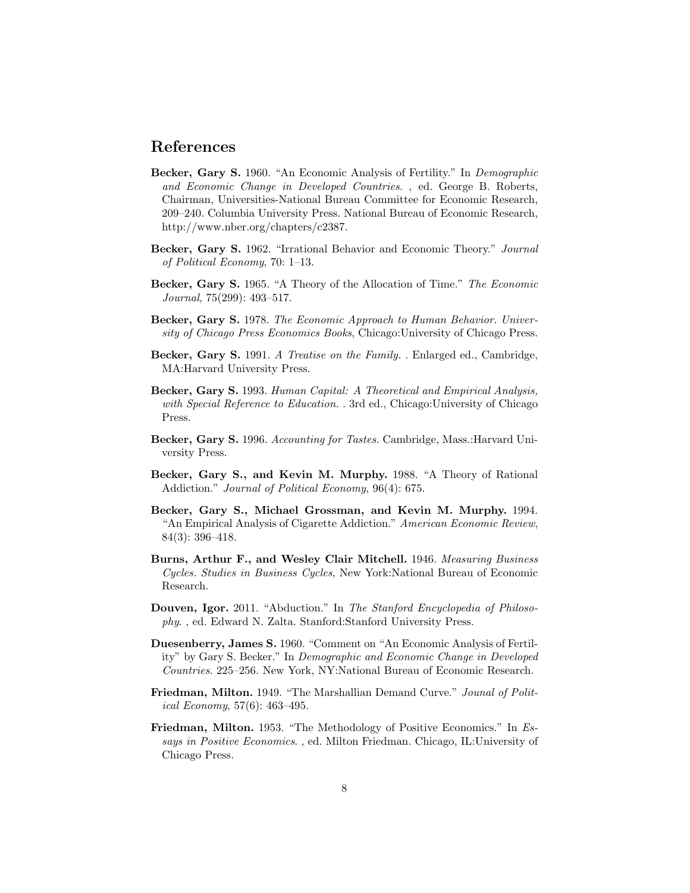## References

**Becker, Gary S.** 1960. "An Economic Analysis of Fertility." In *Demographic and Economic Change in Developed Countries*. , ed. George B. Roberts, Chairman, Universities-National Bureau Committee for Economic Research, 209–240. Columbia University Press. National Bureau of Economic Research, http://www.nber.org/chapters/c2387.

**Becker, Gary S.** 1962. "Irrational Behavior and Economic Theory." *Journal of Political Economy*, 70: 1–13.

**Becker, Gary S.** 1965. "A Theory of the Allocation of Time." *The Economic Journal*, 75(299): 493–517.

**Becker, Gary S.** 1978. *The Economic Approach to Human Behavior. University of Chicago Press Economics Books*, Chicago:University of Chicago Press.

**Becker, Gary S.** 1991. *A Treatise on the Family.* . Enlarged ed., Cambridge, MA:Harvard University Press.

**Becker, Gary S.** 1993. *Human Capital: A Theoretical and Empirical Analysis, with Special Reference to Education.* . 3rd ed., Chicago:University of Chicago Press.

**Becker, Gary S.** 1996. *Accounting for Tastes.* Cambridge, Mass.:Harvard University Press.

**Becker, Gary S., and Kevin M. Murphy.** 1988. "A Theory of Rational Addiction." *Journal of Political Economy*, 96(4): 675.

**Becker, Gary S., Michael Grossman, and Kevin M. Murphy.** 1994. "An Empirical Analysis of Cigarette Addiction." *American Economic Review*, 84(3): 396–418.

**Burns, Arthur F., and Wesley Clair Mitchell.** 1946. *Measuring Business Cycles. Studies in Business Cycles*, New York:National Bureau of Economic Research.

**Douven, Igor.** 2011. "Abduction." In *The Stanford Encyclopedia of Philosophy*. , ed. Edward N. Zalta. Stanford:Stanford University Press.

**Duesenberry, James S.** 1960. "Comment on "An Economic Analysis of Fertility" by Gary S. Becker." In *Demographic and Economic Change in Developed Countries*. 225–256. New York, NY:National Bureau of Economic Research.

**Friedman, Milton.** 1949. "The Marshallian Demand Curve." *Jounal of Political Economy*, 57(6): 463–495.

**Friedman, Milton.** 1953. "The Methodology of Positive Economics." In *Essays in Positive Economics*. , ed. Milton Friedman. Chicago, IL:University of Chicago Press.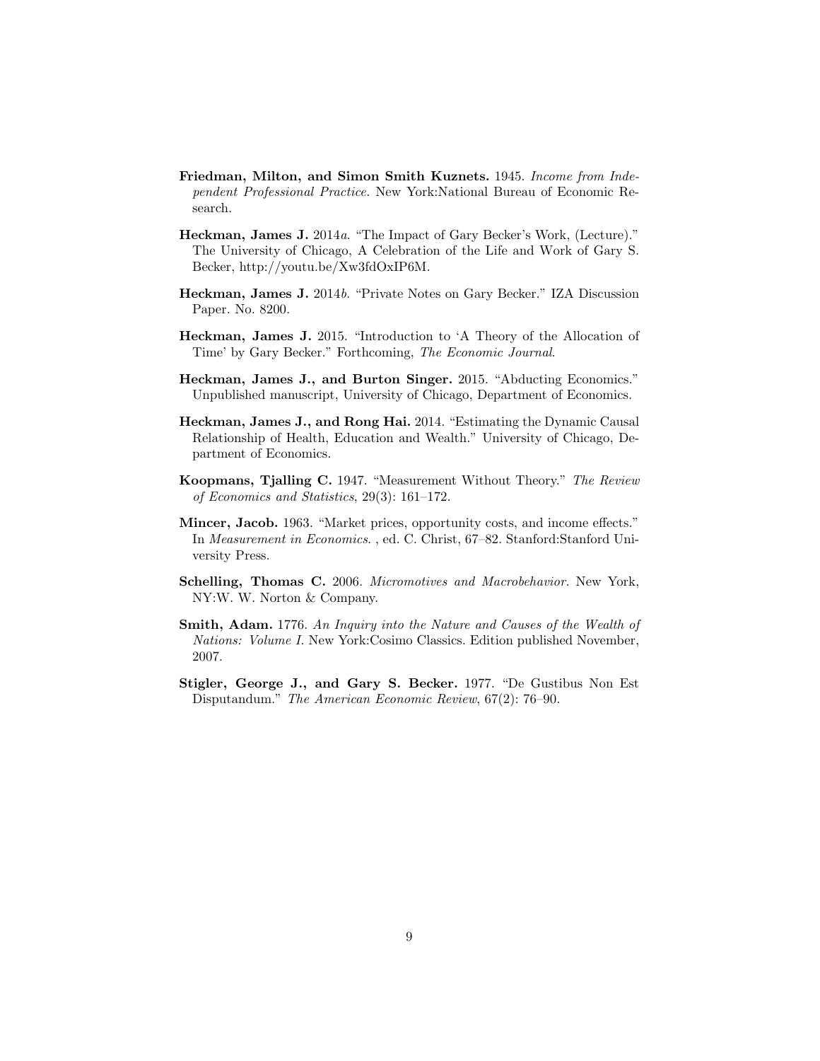**Friedman, Milton, and Simon Smith Kuznets.** 1945. *Income from Independent Professional Practice*. New York:National Bureau of Economic Research.

**Heckman, James J.** 2014*a*. "The Impact of Gary Becker's Work, (Lecture)." The University of Chicago, A Celebration of the Life and Work of Gary S. Becker, http://youtu.be/Xw3fdOxIP6M.

**Heckman, James J.** 2014*b*. "Private Notes on Gary Becker." IZA Discussion Paper. No. 8200.

**Heckman, James J.** 2015. "Introduction to 'A Theory of the Allocation of Time' by Gary Becker." Forthcoming, *The Economic Journal*.

**Heckman, James J., and Burton Singer.** 2015. "Abducting Economics." Unpublished manuscript, University of Chicago, Department of Economics.

**Heckman, James J., and Rong Hai.** 2014. "Estimating the Dynamic Causal Relationship of Health, Education and Wealth." University of Chicago, Department of Economics.

**Koopmans, Tjalling C.** 1947. "Measurement Without Theory." *The Review of Economics and Statistics*, 29(3): 161–172.

**Mincer, Jacob.** 1963. "Market prices, opportunity costs, and income effects." In *Measurement in Economics*. , ed. C. Christ, 67–82. Stanford:Stanford University Press.

**Schelling, Thomas C.** 2006. *Micromotives and Macrobehavior*. New York, NY:W. W. Norton & Company.

**Smith, Adam.** 1776. *An Inquiry into the Nature and Causes of the Wealth of Nations: Volume I*. New York:Cosimo Classics. Edition published November, 2007.

**Stigler, George J., and Gary S. Becker.** 1977. "De Gustibus Non Est Disputandum." *The American Economic Review*, 67(2): 76–90.